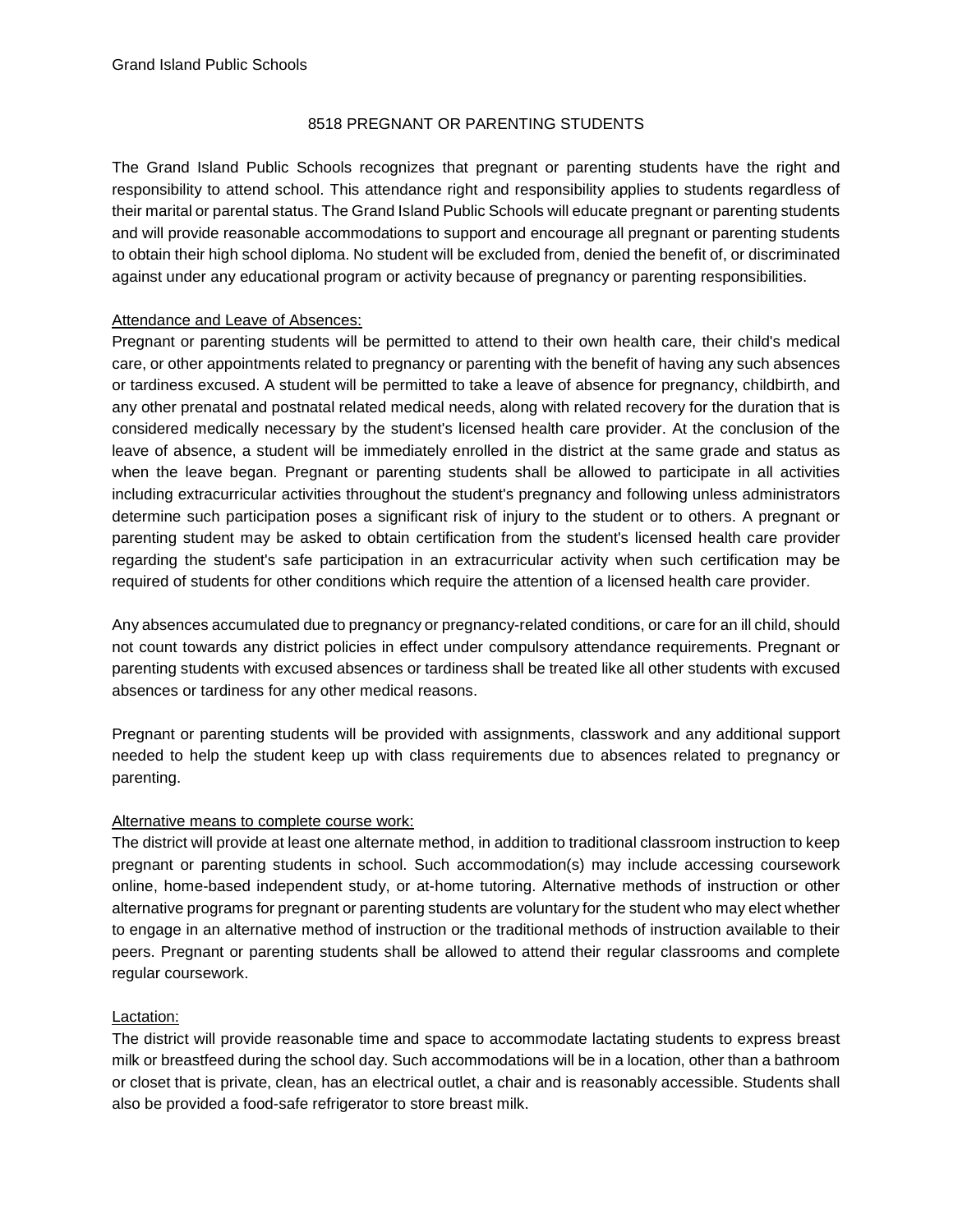Grand Island Public Schools

# 8518 PREGNANT OR PARENTING STUDENTS

The Grand Island Public Schools recognizes that pregnant or parenting students have the right and responsibility to attend school. This attendance right and responsibility applies to students regardless of their marital or parental status. The Grand Island Public Schools will educate pregnant or parenting students and will provide reasonable accommodations to support and encourage all pregnant or parenting students to obtain their high school diploma. No student will be excluded from, denied the benefit of, or discriminated against under any educational program or activity because of pregnancy or parenting responsibilities.

<u>Attendance and Leave of Absences:</u>
Pregnant or parenting students will be permitted to attend to their own health care, their child's medical care, or other appointments related to pregnancy or parenting with the benefit of having any such absences or tardiness excused. A student will be permitted to take a leave of absence for pregnancy, childbirth, and any other prenatal and postnatal related medical needs, along with related recovery for the duration that is considered medically necessary by the student's licensed health care provider. At the conclusion of the leave of absence, a student will be immediately enrolled in the district at the same grade and status as when the leave began. Pregnant or parenting students shall be allowed to participate in all activities including extracurricular activities throughout the student's pregnancy and following unless administrators determine such participation poses a significant risk of injury to the student or to others. A pregnant or parenting student may be asked to obtain certification from the student's licensed health care provider regarding the student's safe participation in an extracurricular activity when such certification may be required of students for other conditions which require the attention of a licensed health care provider.

Any absences accumulated due to pregnancy or pregnancy-related conditions, or care for an ill child, should not count towards any district policies in effect under compulsory attendance requirements. Pregnant or parenting students with excused absences or tardiness shall be treated like all other students with excused absences or tardiness for any other medical reasons.

Pregnant or parenting students will be provided with assignments, classwork and any additional support needed to help the student keep up with class requirements due to absences related to pregnancy or parenting.

<u>Alternative means to complete course work:</u>
The district will provide at least one alternate method, in addition to traditional classroom instruction to keep pregnant or parenting students in school. Such accommodation(s) may include accessing coursework online, home-based independent study, or at-home tutoring. Alternative methods of instruction or other alternative programs for pregnant or parenting students are voluntary for the student who may elect whether to engage in an alternative method of instruction or the traditional methods of instruction available to their peers. Pregnant or parenting students shall be allowed to attend their regular classrooms and complete regular coursework.

<u>Lactation:</u>
The district will provide reasonable time and space to accommodate lactating students to express breast milk or breastfeed during the school day. Such accommodations will be in a location, other than a bathroom or closet that is private, clean, has an electrical outlet, a chair and is reasonably accessible. Students shall also be provided a food-safe refrigerator to store breast milk.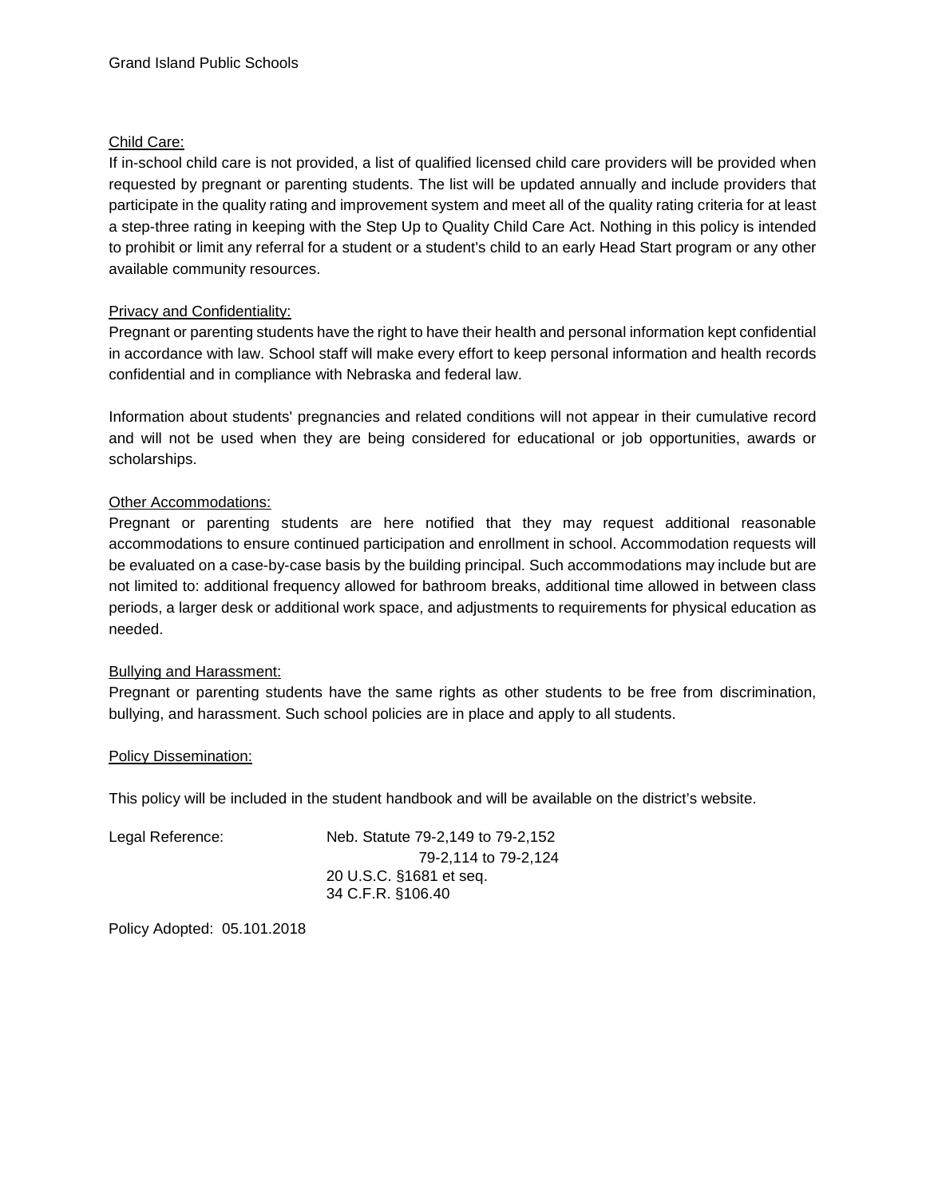Child Care:

If in-school child care is not provided, a list of qualified licensed child care providers will be provided when requested by pregnant or parenting students. The list will be updated annually and include providers that participate in the quality rating and improvement system and meet all of the quality rating criteria for at least a step-three rating in keeping with the Step Up to Quality Child Care Act. Nothing in this policy is intended to prohibit or limit any referral for a student or a student's child to an early Head Start program or any other available community resources.

Privacy and Confidentiality:

Pregnant or parenting students have the right to have their health and personal information kept confidential in accordance with law. School staff will make every effort to keep personal information and health records confidential and in compliance with Nebraska and federal law.

Information about students' pregnancies and related conditions will not appear in their cumulative record and will not be used when they are being considered for educational or job opportunities, awards or scholarships.

Other Accommodations:

Pregnant or parenting students are here notified that they may request additional reasonable accommodations to ensure continued participation and enrollment in school. Accommodation requests will be evaluated on a case-by-case basis by the building principal. Such accommodations may include but are not limited to: additional frequency allowed for bathroom breaks, additional time allowed in between class periods, a larger desk or additional work space, and adjustments to requirements for physical education as needed.

Bullying and Harassment:

Pregnant or parenting students have the same rights as other students to be free from discrimination, bullying, and harassment. Such school policies are in place and apply to all students.

Policy Dissemination:

This policy will be included in the student handbook and will be available on the district's website.

Legal Reference: Neb. Statute 79-2,149 to 79-2,152
79-2,114 to 79-2,124
20 U.S.C. §1681 et seq.
34 C.F.R. §106.40

Policy Adopted: 05.101.2018